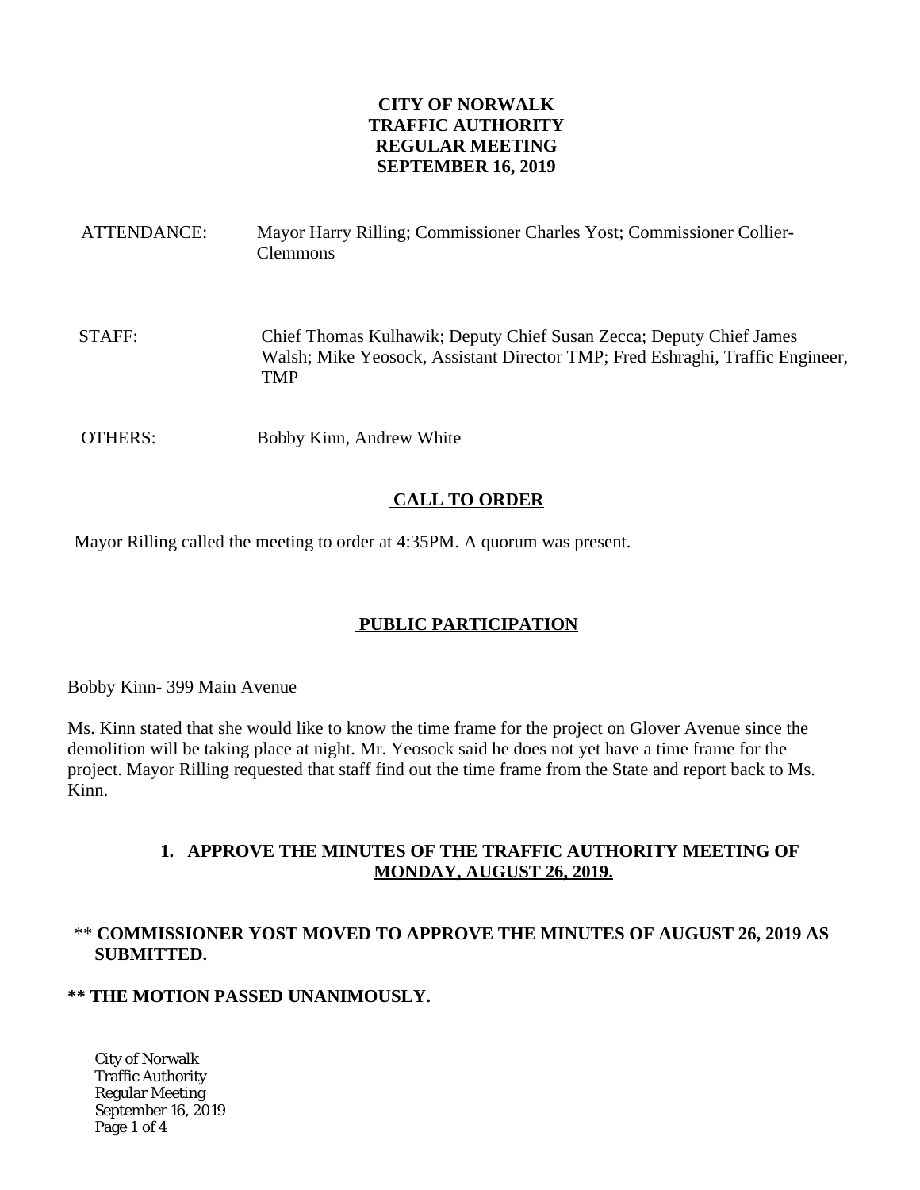**CITY OF NORWALK**
**TRAFFIC AUTHORITY**
**REGULAR MEETING**
**SEPTEMBER 16, 2019**

ATTENDANCE: Mayor Harry Rilling; Commissioner Charles Yost; Commissioner Collier-Clemmons

STAFF: Chief Thomas Kulhawik; Deputy Chief Susan Zecca; Deputy Chief James Walsh; Mike Yeosock, Assistant Director TMP; Fred Eshraghi, Traffic Engineer, TMP

OTHERS: Bobby Kinn, Andrew White

## CALL TO ORDER

Mayor Rilling called the meeting to order at 4:35PM. A quorum was present.

## PUBLIC PARTICIPATION

Bobby Kinn- 399 Main Avenue

Ms. Kinn stated that she would like to know the time frame for the project on Glover Avenue since the demolition will be taking place at night. Mr. Yeosock said he does not yet have a time frame for the project. Mayor Rilling requested that staff find out the time frame from the State and report back to Ms. Kinn.

### 1. APPROVE THE MINUTES OF THE TRAFFIC AUTHORITY MEETING OF MONDAY, AUGUST 26, 2019.

** **COMMISSIONER YOST MOVED TO APPROVE THE MINUTES OF AUGUST 26, 2019 AS SUBMITTED.**

**** THE MOTION PASSED UNANIMOUSLY.**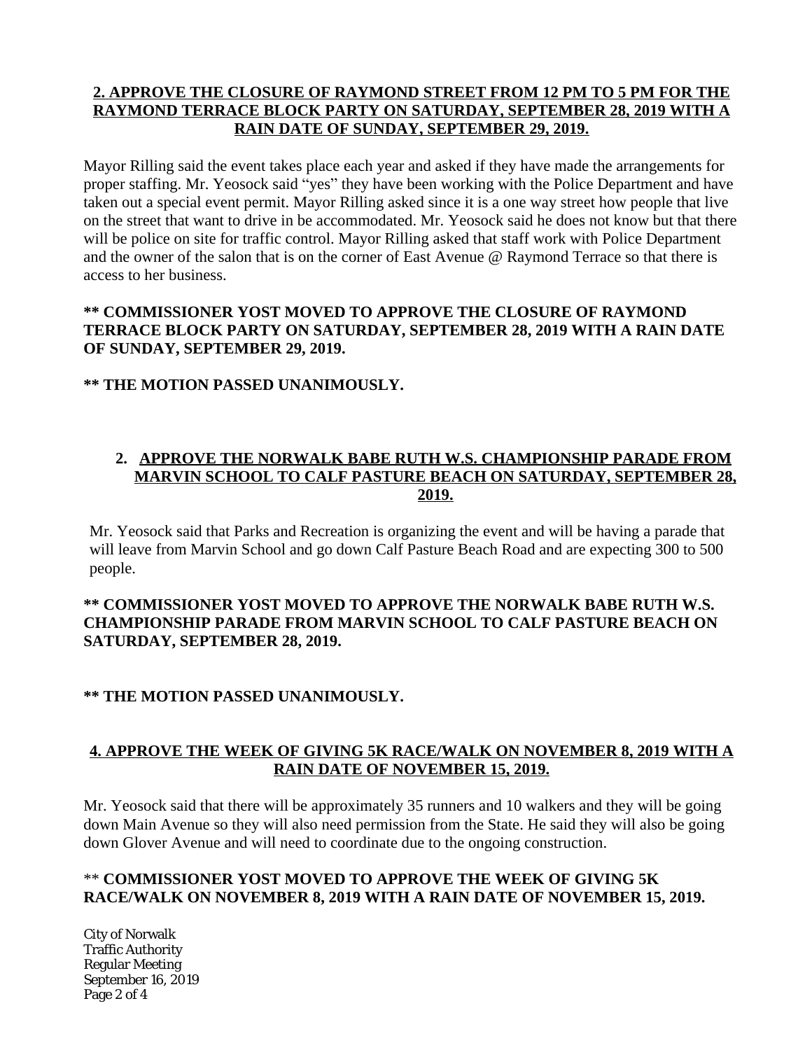**2. APPROVE THE CLOSURE OF RAYMOND STREET FROM 12 PM TO 5 PM FOR THE RAYMOND TERRACE BLOCK PARTY ON SATURDAY, SEPTEMBER 28, 2019 WITH A RAIN DATE OF SUNDAY, SEPTEMBER 29, 2019.**

Mayor Rilling said the event takes place each year and asked if they have made the arrangements for proper staffing. Mr. Yeosock said "yes" they have been working with the Police Department and have taken out a special event permit. Mayor Rilling asked since it is a one way street how people that live on the street that want to drive in be accommodated. Mr. Yeosock said he does not know but that there will be police on site for traffic control. Mayor Rilling asked that staff work with Police Department and the owner of the salon that is on the corner of East Avenue @ Raymond Terrace so that there is access to her business.

**\*\* COMMISSIONER YOST MOVED TO APPROVE THE CLOSURE OF RAYMOND TERRACE BLOCK PARTY ON SATURDAY, SEPTEMBER 28, 2019 WITH A RAIN DATE OF SUNDAY, SEPTEMBER 29, 2019.**

**\*\* THE MOTION PASSED UNANIMOUSLY.**

**2. APPROVE THE NORWALK BABE RUTH W.S. CHAMPIONSHIP PARADE FROM MARVIN SCHOOL TO CALF PASTURE BEACH ON SATURDAY, SEPTEMBER 28, 2019.**

Mr. Yeosock said that Parks and Recreation is organizing the event and will be having a parade that will leave from Marvin School and go down Calf Pasture Beach Road and are expecting 300 to 500 people.

**\*\* COMMISSIONER YOST MOVED TO APPROVE THE NORWALK BABE RUTH W.S. CHAMPIONSHIP PARADE FROM MARVIN SCHOOL TO CALF PASTURE BEACH ON SATURDAY, SEPTEMBER 28, 2019.**

**\*\* THE MOTION PASSED UNANIMOUSLY.**

**4. APPROVE THE WEEK OF GIVING 5K RACE/WALK ON NOVEMBER 8, 2019 WITH A RAIN DATE OF NOVEMBER 15, 2019.**

Mr. Yeosock said that there will be approximately 35 runners and 10 walkers and they will be going down Main Avenue so they will also need permission from the State. He said they will also be going down Glover Avenue and will need to coordinate due to the ongoing construction.

\*\* **COMMISSIONER YOST MOVED TO APPROVE THE WEEK OF GIVING 5K RACE/WALK ON NOVEMBER 8, 2019 WITH A RAIN DATE OF NOVEMBER 15, 2019.**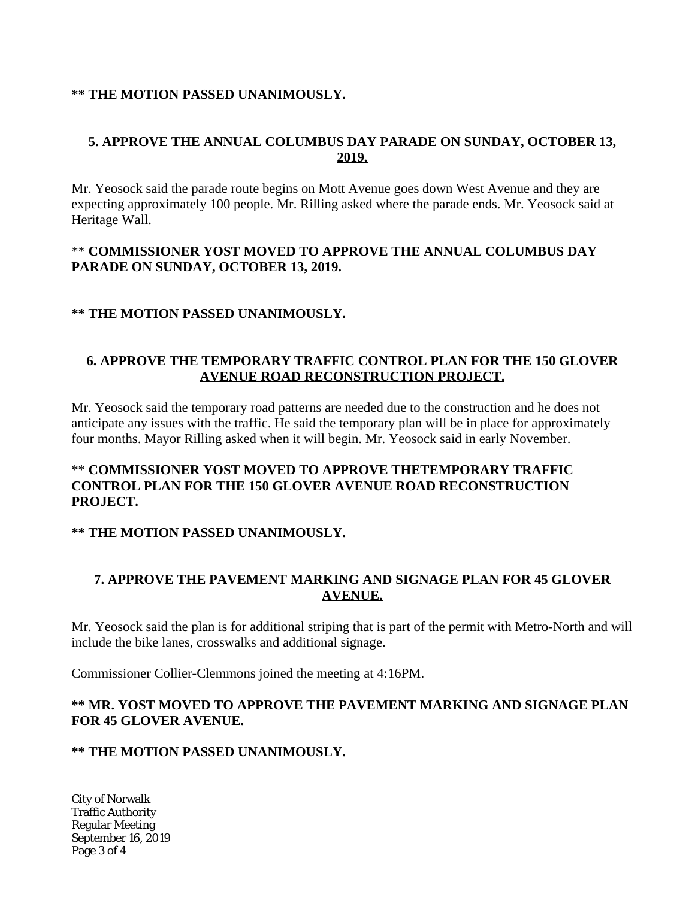**** THE MOTION PASSED UNANIMOUSLY.**

**5. APPROVE THE ANNUAL COLUMBUS DAY PARADE ON SUNDAY, OCTOBER 13, 2019.**

Mr. Yeosock said the parade route begins on Mott Avenue goes down West Avenue and they are expecting approximately 100 people. Mr. Rilling asked where the parade ends. Mr. Yeosock said at Heritage Wall.

** **COMMISSIONER YOST MOVED TO APPROVE THE ANNUAL COLUMBUS DAY PARADE ON SUNDAY, OCTOBER 13, 2019.**

**** THE MOTION PASSED UNANIMOUSLY.**

**6. APPROVE THE TEMPORARY TRAFFIC CONTROL PLAN FOR THE 150 GLOVER AVENUE ROAD RECONSTRUCTION PROJECT.**

Mr. Yeosock said the temporary road patterns are needed due to the construction and he does not anticipate any issues with the traffic. He said the temporary plan will be in place for approximately four months. Mayor Rilling asked when it will begin. Mr. Yeosock said in early November.

** **COMMISSIONER YOST MOVED TO APPROVE THETEMPORARY TRAFFIC CONTROL PLAN FOR THE 150 GLOVER AVENUE ROAD RECONSTRUCTION PROJECT.**

**** THE MOTION PASSED UNANIMOUSLY.**

**7. APPROVE THE PAVEMENT MARKING AND SIGNAGE PLAN FOR 45 GLOVER AVENUE.**

Mr. Yeosock said the plan is for additional striping that is part of the permit with Metro-North and will include the bike lanes, crosswalks and additional signage.

Commissioner Collier-Clemmons joined the meeting at 4:16PM.

**** MR. YOST MOVED TO APPROVE THE PAVEMENT MARKING AND SIGNAGE PLAN FOR 45 GLOVER AVENUE.**

**** THE MOTION PASSED UNANIMOUSLY.**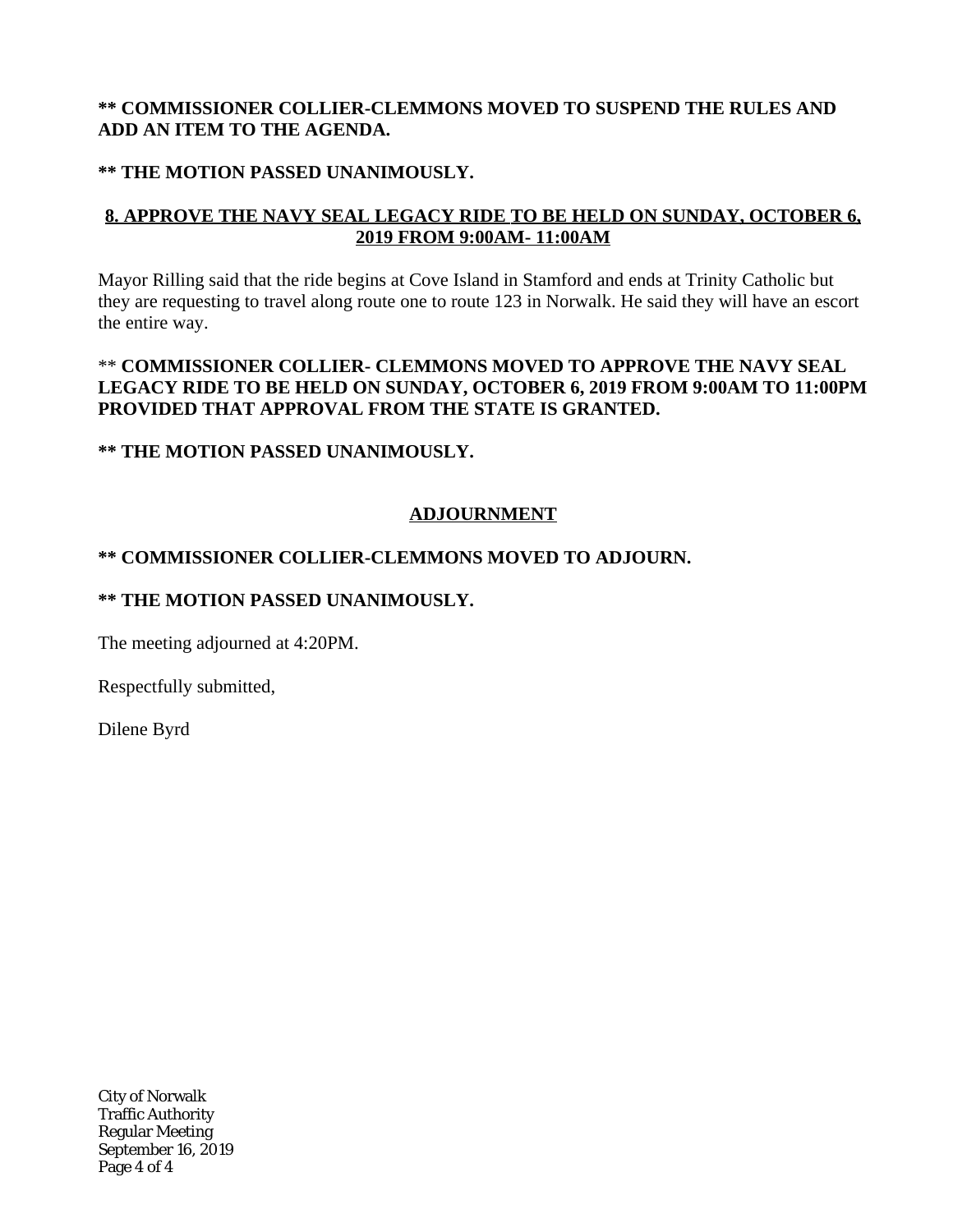**\*\* COMMISSIONER COLLIER-CLEMMONS MOVED TO SUSPEND THE RULES AND ADD AN ITEM TO THE AGENDA.**

**\*\* THE MOTION PASSED UNANIMOUSLY.**

## 8. APPROVE THE NAVY SEAL LEGACY RIDE TO BE HELD ON SUNDAY, OCTOBER 6, 2019 FROM 9:00AM- 11:00AM

Mayor Rilling said that the ride begins at Cove Island in Stamford and ends at Trinity Catholic but they are requesting to travel along route one to route 123 in Norwalk. He said they will have an escort the entire way.

\*\* **COMMISSIONER COLLIER- CLEMMONS MOVED TO APPROVE THE NAVY SEAL LEGACY RIDE TO BE HELD ON SUNDAY, OCTOBER 6, 2019 FROM 9:00AM TO 11:00PM PROVIDED THAT APPROVAL FROM THE STATE IS GRANTED.**

**\*\* THE MOTION PASSED UNANIMOUSLY.**

## ADJOURNMENT

**\*\* COMMISSIONER COLLIER-CLEMMONS MOVED TO ADJOURN.**

**\*\* THE MOTION PASSED UNANIMOUSLY.**

The meeting adjourned at 4:20PM.

Respectfully submitted,

Dilene Byrd